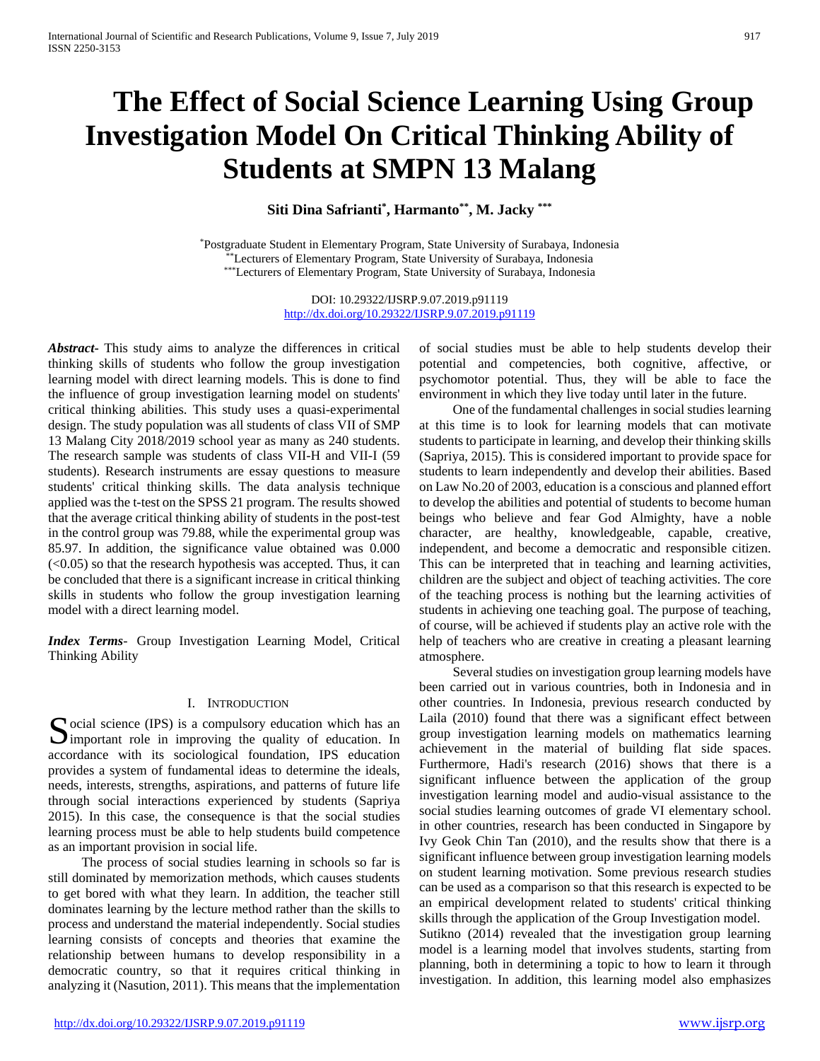# The Effect of Social Science Learning Using Group Investigation Model On Critical Thinking Ability of Students at SMPN 13 Malang

**Siti Dina Safrianti[*], Harmanto[**], M. Jacky [***]**

[*]Postgraduate Student in Elementary Program, State University of Surabaya, Indonesia
[**]Lecturers of Elementary Program, State University of Surabaya, Indonesia
[***]Lecturers of Elementary Program, State University of Surabaya, Indonesia

DOI: 10.29322/IJSRP.9.07.2019.p91119
http://dx.doi.org/10.29322/IJSRP.9.07.2019.p91119

***Abstract-*** This study aims to analyze the differences in critical thinking skills of students who follow the group investigation learning model with direct learning models. This is done to find the influence of group investigation learning model on students' critical thinking abilities. This study uses a quasi-experimental design. The study population was all students of class VII of SMP 13 Malang City 2018/2019 school year as many as 240 students. The research sample was students of class VII-H and VII-I (59 students). Research instruments are essay questions to measure students' critical thinking skills. The data analysis technique applied was the t-test on the SPSS 21 program. The results showed that the average critical thinking ability of students in the post-test in the control group was 79.88, while the experimental group was 85.97. In addition, the significance value obtained was 0.000 (<0.05) so that the research hypothesis was accepted. Thus, it can be concluded that there is a significant increase in critical thinking skills in students who follow the group investigation learning model with a direct learning model.

***Index Terms*-** Group Investigation Learning Model, Critical Thinking Ability

## I. Introduction

Social science (IPS) is a compulsory education which has an important role in improving the quality of education. In accordance with its sociological foundation, IPS education provides a system of fundamental ideas to determine the ideals, needs, interests, strengths, aspirations, and patterns of future life through social interactions experienced by students (Sapriya 2015). In this case, the consequence is that the social studies learning process must be able to help students build competence as an important provision in social life.

The process of social studies learning in schools so far is still dominated by memorization methods, which causes students to get bored with what they learn. In addition, the teacher still dominates learning by the lecture method rather than the skills to process and understand the material independently. Social studies learning consists of concepts and theories that examine the relationship between humans to develop responsibility in a democratic country, so that it requires critical thinking in analyzing it (Nasution, 2011). This means that the implementation of social studies must be able to help students develop their potential and competencies, both cognitive, affective, or psychomotor potential. Thus, they will be able to face the environment in which they live today until later in the future.

One of the fundamental challenges in social studies learning at this time is to look for learning models that can motivate students to participate in learning, and develop their thinking skills (Sapriya, 2015). This is considered important to provide space for students to learn independently and develop their abilities. Based on Law No.20 of 2003, education is a conscious and planned effort to develop the abilities and potential of students to become human beings who believe and fear God Almighty, have a noble character, are healthy, knowledgeable, capable, creative, independent, and become a democratic and responsible citizen. This can be interpreted that in teaching and learning activities, children are the subject and object of teaching activities. The core of the teaching process is nothing but the learning activities of students in achieving one teaching goal. The purpose of teaching, of course, will be achieved if students play an active role with the help of teachers who are creative in creating a pleasant learning atmosphere.

Several studies on investigation group learning models have been carried out in various countries, both in Indonesia and in other countries. In Indonesia, previous research conducted by Laila (2010) found that there was a significant effect between group investigation learning models on mathematics learning achievement in the material of building flat side spaces. Furthermore, Hadi's research (2016) shows that there is a significant influence between the application of the group investigation learning model and audio-visual assistance to the social studies learning outcomes of grade VI elementary school. in other countries, research has been conducted in Singapore by Ivy Geok Chin Tan (2010), and the results show that there is a significant influence between group investigation learning models on student learning motivation. Some previous research studies can be used as a comparison so that this research is expected to be an empirical development related to students' critical thinking skills through the application of the Group Investigation model.

Sutikno (2014) revealed that the investigation group learning model is a learning model that involves students, starting from planning, both in determining a topic to how to learn it through investigation. In addition, this learning model also emphasizes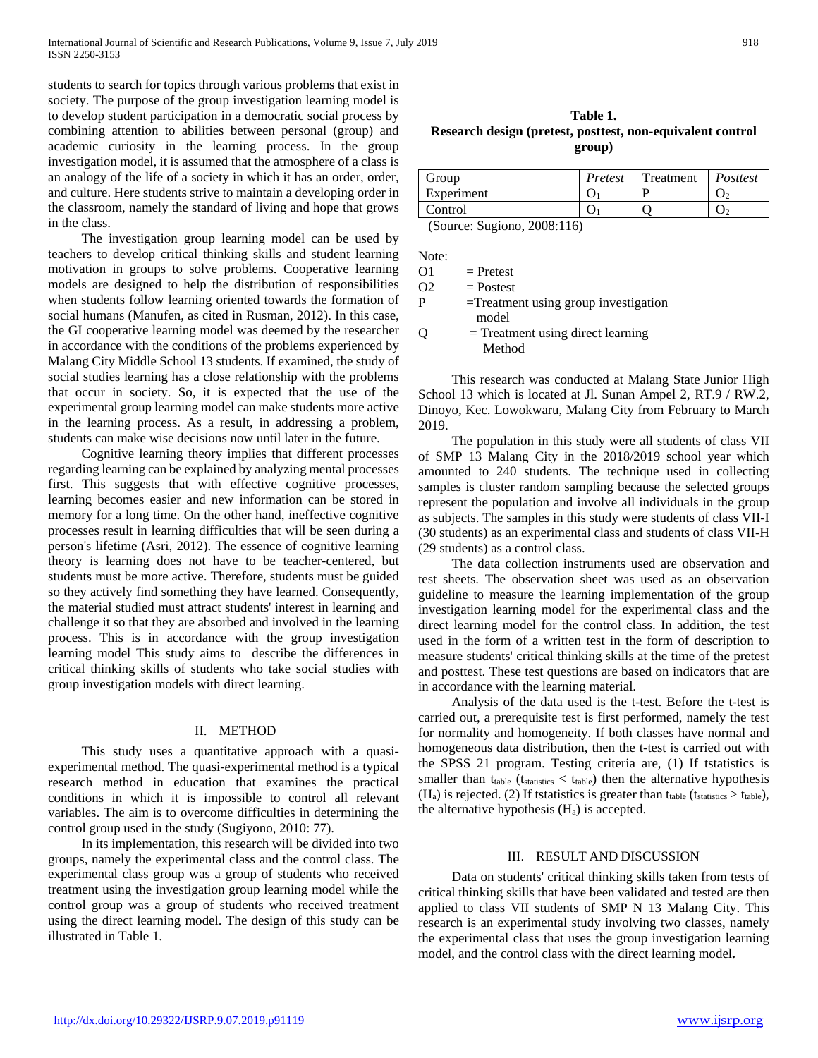students to search for topics through various problems that exist in society. The purpose of the group investigation learning model is to develop student participation in a democratic social process by combining attention to abilities between personal (group) and academic curiosity in the learning process. In the group investigation model, it is assumed that the atmosphere of a class is an analogy of the life of a society in which it has an order, order, and culture. Here students strive to maintain a developing order in the classroom, namely the standard of living and hope that grows in the class.

The investigation group learning model can be used by teachers to develop critical thinking skills and student learning motivation in groups to solve problems. Cooperative learning models are designed to help the distribution of responsibilities when students follow learning oriented towards the formation of social humans (Manufen, as cited in Rusman, 2012). In this case, the GI cooperative learning model was deemed by the researcher in accordance with the conditions of the problems experienced by Malang City Middle School 13 students. If examined, the study of social studies learning has a close relationship with the problems that occur in society. So, it is expected that the use of the experimental group learning model can make students more active in the learning process. As a result, in addressing a problem, students can make wise decisions now until later in the future.

Cognitive learning theory implies that different processes regarding learning can be explained by analyzing mental processes first. This suggests that with effective cognitive processes, learning becomes easier and new information can be stored in memory for a long time. On the other hand, ineffective cognitive processes result in learning difficulties that will be seen during a person's lifetime (Asri, 2012). The essence of cognitive learning theory is learning does not have to be teacher-centered, but students must be more active. Therefore, students must be guided so they actively find something they have learned. Consequently, the material studied must attract students' interest in learning and challenge it so that they are absorbed and involved in the learning process. This is in accordance with the group investigation learning model This study aims to describe the differences in critical thinking skills of students who take social studies with group investigation models with direct learning.

## II. METHOD

This study uses a quantitative approach with a quasi-experimental method. The quasi-experimental method is a typical research method in education that examines the practical conditions in which it is impossible to control all relevant variables. The aim is to overcome difficulties in determining the control group used in the study (Sugiyono, 2010: 77).

In its implementation, this research will be divided into two groups, namely the experimental class and the control class. The experimental class group was a group of students who received treatment using the investigation group learning model while the control group was a group of students who received treatment using the direct learning model. The design of this study can be illustrated in Table 1.

**Table 1.**
**Research design (pretest, posttest, non-equivalent control group)**

| Group | *Pretest* | Treatment | *Posttest* |
|---|---|---|---|
| Experiment | $O_1$ | P | $O_2$ |
| Control | $O_1$ | Q | $O_2$ |

(Source: Sugiono, 2008:116)

Note:

- O1 = Pretest
- O2 = Postest
- P =Treatment using group investigation model
- Q = Treatment using direct learning Method

This research was conducted at Malang State Junior High School 13 which is located at Jl. Sunan Ampel 2, RT.9 / RW.2, Dinoyo, Kec. Lowokwaru, Malang City from February to March 2019.

The population in this study were all students of class VII of SMP 13 Malang City in the 2018/2019 school year which amounted to 240 students. The technique used in collecting samples is cluster random sampling because the selected groups represent the population and involve all individuals in the group as subjects. The samples in this study were students of class VII-I (30 students) as an experimental class and students of class VII-H (29 students) as a control class.

The data collection instruments used are observation and test sheets. The observation sheet was used as an observation guideline to measure the learning implementation of the group investigation learning model for the experimental class and the direct learning model for the control class. In addition, the test used in the form of a written test in the form of description to measure students' critical thinking skills at the time of the pretest and posttest. These test questions are based on indicators that are in accordance with the learning material.

Analysis of the data used is the t-test. Before the t-test is carried out, a prerequisite test is first performed, namely the test for normality and homogeneity. If both classes have normal and homogeneous data distribution, then the t-test is carried out with the SPSS 21 program. Testing criteria are, (1) If tstatistics is smaller than $t_{table}$ ($t_{statistics} < t_{table}$) then the alternative hypothesis ($H_a$) is rejected. (2) If tstatistics is greater than $t_{table}$ ($t_{statistics} > t_{table}$), the alternative hypothesis ($H_a$) is accepted.

## III. RESULT AND DISCUSSION

Data on students' critical thinking skills taken from tests of critical thinking skills that have been validated and tested are then applied to class VII students of SMP N 13 Malang City. This research is an experimental study involving two classes, namely the experimental class that uses the group investigation learning model, and the control class with the direct learning model**.**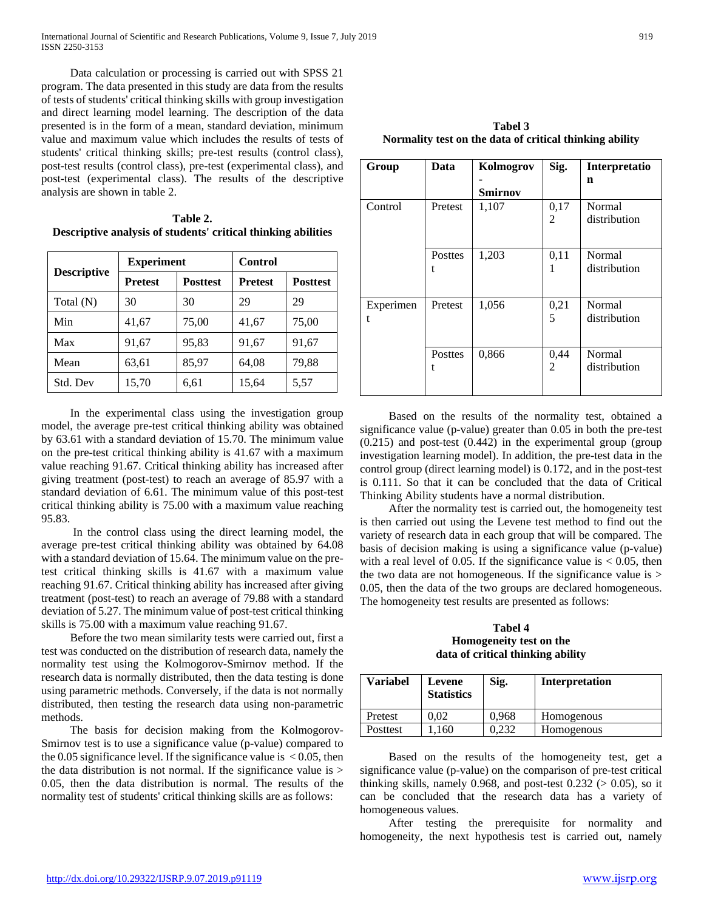Data calculation or processing is carried out with SPSS 21 program. The data presented in this study are data from the results of tests of students' critical thinking skills with group investigation and direct learning model learning. The description of the data presented is in the form of a mean, standard deviation, minimum value and maximum value which includes the results of tests of students' critical thinking skills; pre-test results (control class), post-test results (control class), pre-test (experimental class), and post-test (experimental class). The results of the descriptive analysis are shown in table 2.

**Table 2.**
**Descriptive analysis of students' critical thinking abilities**

| Descriptive | Experiment | | Control | |
|---|---|---|---|---|
| | Pretest | Posttest | Pretest | Posttest |
| Total (N) | 30 | 30 | 29 | 29 |
| Min | 41,67 | 75,00 | 41,67 | 75,00 |
| Max | 91,67 | 95,83 | 91,67 | 91,67 |
| Mean | 63,61 | 85,97 | 64,08 | 79,88 |
| Std. Dev | 15,70 | 6,61 | 15,64 | 5,57 |

In the experimental class using the investigation group model, the average pre-test critical thinking ability was obtained by 63.61 with a standard deviation of 15.70. The minimum value on the pre-test critical thinking ability is 41.67 with a maximum value reaching 91.67. Critical thinking ability has increased after giving treatment (post-test) to reach an average of 85.97 with a standard deviation of 6.61. The minimum value of this post-test critical thinking ability is 75.00 with a maximum value reaching 95.83.

In the control class using the direct learning model, the average pre-test critical thinking ability was obtained by 64.08 with a standard deviation of 15.64. The minimum value on the pre-test critical thinking skills is 41.67 with a maximum value reaching 91.67. Critical thinking ability has increased after giving treatment (post-test) to reach an average of 79.88 with a standard deviation of 5.27. The minimum value of post-test critical thinking skills is 75.00 with a maximum value reaching 91.67.

Before the two mean similarity tests were carried out, first a test was conducted on the distribution of research data, namely the normality test using the Kolmogorov-Smirnov method. If the research data is normally distributed, then the data testing is done using parametric methods. Conversely, if the data is not normally distributed, then testing the research data using non-parametric methods.

The basis for decision making from the Kolmogorov-Smirnov test is to use a significance value (p-value) compared to the 0.05 significance level. If the significance value is $< 0.05$, then the data distribution is not normal. If the significance value is $> 0.05$, then the data distribution is normal. The results of the normality test of students' critical thinking skills are as follows:

**Tabel 3**
**Normality test on the data of critical thinking ability**

| Group | Data | Kolmogrov - Smirnov | Sig. | Interpretation |
|---|---|---|---|---|
| Control | Pretest | 1,107 | 0,172 | Normal distribution |
| | Posttest | 1,203 | 0,111 | Normal distribution |
| Experiment | Pretest | 1,056 | 0,215 | Normal distribution |
| | Posttest | 0,866 | 0,442 | Normal distribution |

Based on the results of the normality test, obtained a significance value (p-value) greater than 0.05 in both the pre-test (0.215) and post-test (0.442) in the experimental group (group investigation learning model). In addition, the pre-test data in the control group (direct learning model) is 0.172, and in the post-test is 0.111. So that it can be concluded that the data of Critical Thinking Ability students have a normal distribution.

After the normality test is carried out, the homogeneity test is then carried out using the Levene test method to find out the variety of research data in each group that will be compared. The basis of decision making is using a significance value (p-value) with a real level of 0.05. If the significance value is $< 0.05$, then the two data are not homogeneous. If the significance value is $> 0.05$, then the data of the two groups are declared homogeneous. The homogeneity test results are presented as follows:

**Tabel 4**
**Homogeneity test on the data of critical thinking ability**

| Variabel | Levene Statistics | Sig. | Interpretation |
|---|---|---|---|
| Pretest | 0,02 | 0,968 | Homogenous |
| Posttest | 1,160 | 0,232 | Homogenous |

Based on the results of the homogeneity test, get a significance value (p-value) on the comparison of pre-test critical thinking skills, namely 0.968, and post-test 0.232 ($> 0.05$), so it can be concluded that the research data has a variety of homogeneous values.

After testing the prerequisite for normality and homogeneity, the next hypothesis test is carried out, namely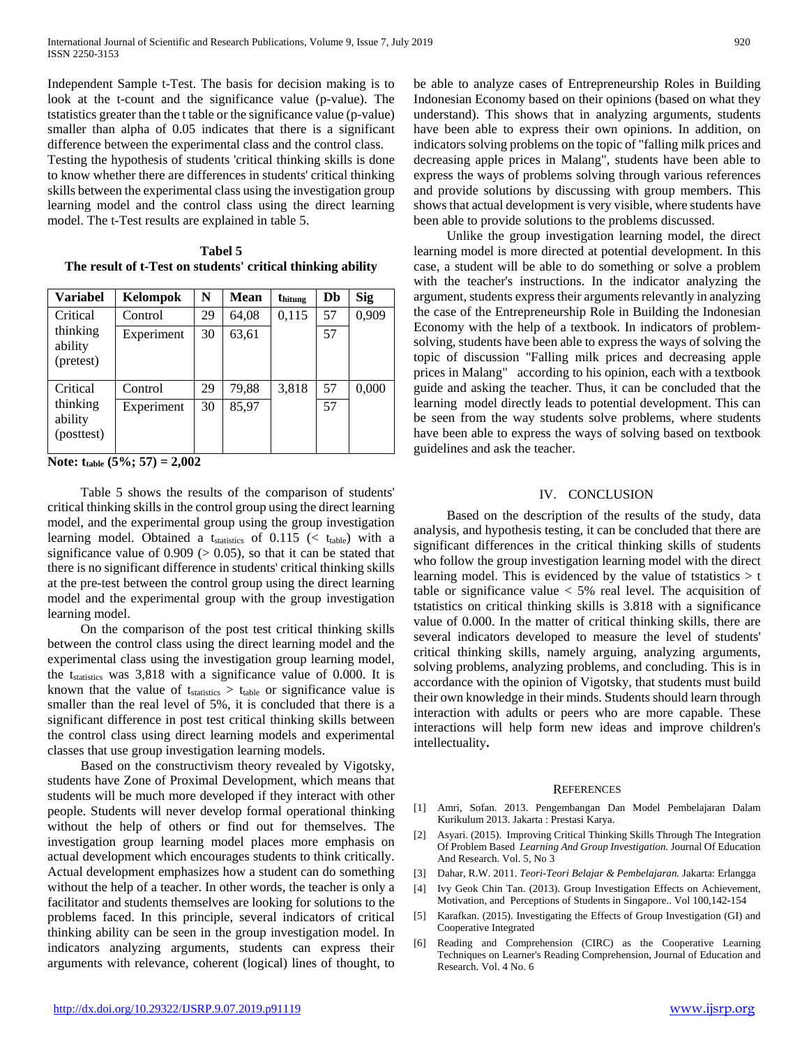Independent Sample t-Test. The basis for decision making is to look at the t-count and the significance value (p-value). The tstatistics greater than the t table or the significance value (p-value) smaller than alpha of 0.05 indicates that there is a significant difference between the experimental class and the control class.
Testing the hypothesis of students 'critical thinking skills is done to know whether there are differences in students' critical thinking skills between the experimental class using the investigation group learning model and the control class using the direct learning model. The t-Test results are explained in table 5.

**Tabel 5**
**The result of t-Test on students' critical thinking ability**

| Variabel | Kelompok | N | Mean | $t_{hitung}$ | Db | Sig |
|---|---|---|---|---|---|---|
| Critical thinking ability (pretest) | Control | 29 | 64,08 | 0,115 | 57 | 0,909 |
| | Experiment | 30 | 63,61 | | 57 | |
| Critical thinking ability (posttest) | Control | 29 | 79,88 | 3,818 | 57 | 0,000 |
| | Experiment | 30 | 85,97 | | 57 | |

**Note: $t_{table}$ (5%; 57) = 2,002**

Table 5 shows the results of the comparison of students' critical thinking skills in the control group using the direct learning model, and the experimental group using the group investigation learning model. Obtained a $t_{statistics}$ of 0.115 ($< t_{table}$) with a significance value of 0.909 ($> 0.05$), so that it can be stated that there is no significant difference in students' critical thinking skills at the pre-test between the control group using the direct learning model and the experimental group with the group investigation learning model.

On the comparison of the post test critical thinking skills between the control class using the direct learning model and the experimental class using the investigation group learning model, the $t_{statistics}$ was 3,818 with a significance value of 0.000. It is known that the value of $t_{statistics} > t_{table}$ or significance value is smaller than the real level of 5%, it is concluded that there is a significant difference in post test critical thinking skills between the control class using direct learning models and experimental classes that use group investigation learning models.

Based on the constructivism theory revealed by Vigotsky, students have Zone of Proximal Development, which means that students will be much more developed if they interact with other people. Students will never develop formal operational thinking without the help of others or find out for themselves. The investigation group learning model places more emphasis on actual development which encourages students to think critically. Actual development emphasizes how a student can do something without the help of a teacher. In other words, the teacher is only a facilitator and students themselves are looking for solutions to the problems faced. In this principle, several indicators of critical thinking ability can be seen in the group investigation model. In indicators analyzing arguments, students can express their arguments with relevance, coherent (logical) lines of thought, to be able to analyze cases of Entrepreneurship Roles in Building Indonesian Economy based on their opinions (based on what they understand). This shows that in analyzing arguments, students have been able to express their own opinions. In addition, on indicators solving problems on the topic of "falling milk prices and decreasing apple prices in Malang", students have been able to express the ways of problems solving through various references and provide solutions by discussing with group members. This shows that actual development is very visible, where students have been able to provide solutions to the problems discussed.

Unlike the group investigation learning model, the direct learning model is more directed at potential development. In this case, a student will be able to do something or solve a problem with the teacher's instructions. In the indicator analyzing the argument, students express their arguments relevantly in analyzing the case of the Entrepreneurship Role in Building the Indonesian Economy with the help of a textbook. In indicators of problem-solving, students have been able to express the ways of solving the topic of discussion "Falling milk prices and decreasing apple prices in Malang" according to his opinion, each with a textbook guide and asking the teacher. Thus, it can be concluded that the learning model directly leads to potential development. This can be seen from the way students solve problems, where students have been able to express the ways of solving based on textbook guidelines and ask the teacher.

## IV. CONCLUSION

Based on the description of the results of the study, data analysis, and hypothesis testing, it can be concluded that there are significant differences in the critical thinking skills of students who follow the group investigation learning model with the direct learning model. This is evidenced by the value of tstatistics > t table or significance value < 5% real level. The acquisition of tstatistics on critical thinking skills is 3.818 with a significance value of 0.000. In the matter of critical thinking skills, there are several indicators developed to measure the level of students' critical thinking skills, namely arguing, analyzing arguments, solving problems, analyzing problems, and concluding. This is in accordance with the opinion of Vigotsky, that students must build their own knowledge in their minds. Students should learn through interaction with adults or peers who are more capable. These interactions will help form new ideas and improve children's intellectuality**.**

## REFERENCES

[1] Amri, Sofan. 2013. Pengembangan Dan Model Pembelajaran Dalam Kurikulum 2013. Jakarta : Prestasi Karya.

[2] Asyari. (2015). Improving Critical Thinking Skills Through The Integration Of Problem Based *Learning And Group Investigation.* Journal Of Education And Research. Vol. 5, No 3

[3] Dahar, R.W. 2011. *Teori-Teori Belajar & Pembelajaran.* Jakarta: Erlangga

[4] Ivy Geok Chin Tan. (2013). Group Investigation Effects on Achievement, Motivation, and Perceptions of Students in Singapore.. Vol 100,142-154

[5] Karafkan. (2015). Investigating the Effects of Group Investigation (GI) and Cooperative Integrated

[6] Reading and Comprehension (CIRC) as the Cooperative Learning Techniques on Learner's Reading Comprehension, Journal of Education and Research. Vol. 4 No. 6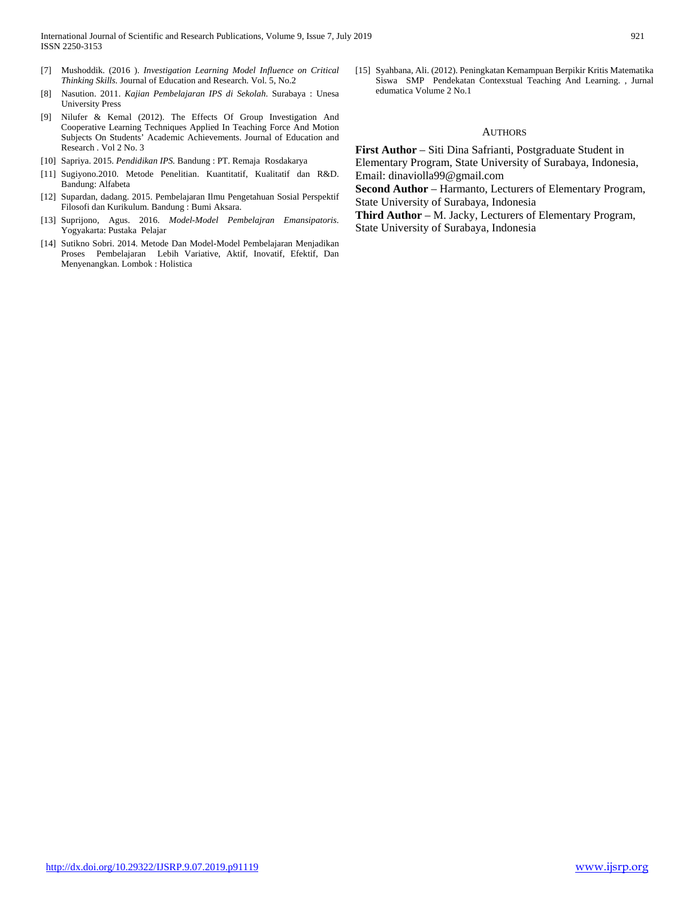[7] Mushoddik. (2016 ). *Investigation Learning Model Influence on Critical Thinking Skills.* Journal of Education and Research. Vol. 5, No.2

[8] Nasution. 2011. *Kajian Pembelajaran IPS di Sekolah*. Surabaya : Unesa University Press

[9] Nilufer & Kemal (2012). The Effects Of Group Investigation And Cooperative Learning Techniques Applied In Teaching Force And Motion Subjects On Students' Academic Achievements. Journal of Education and Research . Vol 2 No. 3

[10] Sapriya. 2015. *Pendidikan IPS.* Bandung : PT. Remaja Rosdakarya

[11] Sugiyono.2010. Metode Penelitian. Kuantitatif, Kualitatif dan R&D. Bandung: Alfabeta

[12] Supardan, dadang. 2015. Pembelajaran Ilmu Pengetahuan Sosial Perspektif Filosofi dan Kurikulum. Bandung : Bumi Aksara.

[13] Suprijono, Agus. 2016. *Model-Model Pembelajran Emansipatoris.* Yogyakarta: Pustaka Pelajar

[14] Sutikno Sobri. 2014. Metode Dan Model-Model Pembelajaran Menjadikan Proses Pembelajaran Lebih Variative, Aktif, Inovatif, Efektif, Dan Menyenangkan. Lombok : Holistica

[15] Syahbana, Ali. (2012). Peningkatan Kemampuan Berpikir Kritis Matematika Siswa SMP Pendekatan Contexstual Teaching And Learning. , Jurnal edumatica Volume 2 No.1

## AUTHORS

**First Author** – Siti Dina Safrianti, Postgraduate Student in Elementary Program, State University of Surabaya, Indonesia, Email: dinaviolla99@gmail.com

**Second Author** – Harmanto, Lecturers of Elementary Program, State University of Surabaya, Indonesia

**Third Author** – M. Jacky, Lecturers of Elementary Program, State University of Surabaya, Indonesia